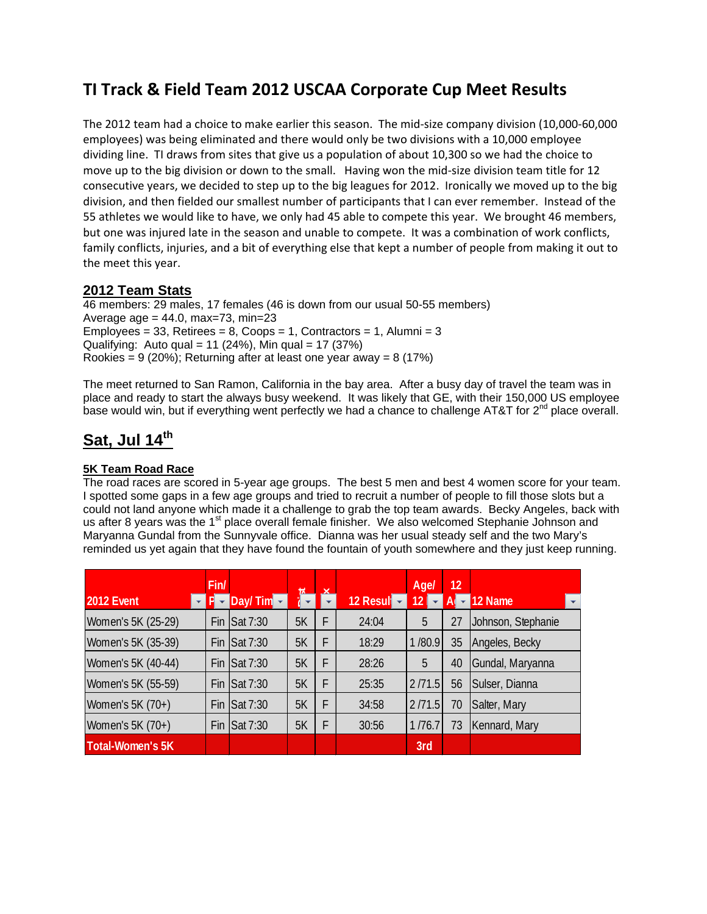# TI Track & Field Team 2012 USCAA Corporate Cup Meet Results

The 2012 team had a choice to make earlier this season. The mid-size company division (10,000-60,000 employees) was being eliminated and there would only be two divisions with a 10,000 employee dividing line. TI draws from sites that give us a population of about 10,300 so we had the choice to move up to the big division or down to the small. Having won the mid-size division team title for 12 consecutive years, we decided to step up to the big leagues for 2012. Ironically we moved up to the big division, and then fielded our smallest number of participants that I can ever remember. Instead of the 55 athletes we would like to have, we only had 45 able to compete this year. We brought 46 members, but one was injured late in the season and unable to compete. It was a combination of work conflicts, family conflicts, injuries, and a bit of everything else that kept a number of people from making it out to the meet this year.

## 2012 Team Stats

46 members: 29 males, 17 females (46 is down from our usual 50-55 members)
Average age = 44.0, max=73, min=23
Employees = 33, Retirees = 8, Coops = 1, Contractors = 1, Alumni = 3
Qualifying: Auto qual = 11 (24%), Min qual = 17 (37%)
Rookies = 9 (20%); Returning after at least one year away = 8 (17%)

The meet returned to San Ramon, California in the bay area. After a busy day of travel the team was in place and ready to start the always busy weekend. It was likely that GE, with their 150,000 US employee base would win, but if everything went perfectly we had a chance to challenge AT&T for 2nd place overall.

## Sat, Jul 14th

### 5K Team Road Race

The road races are scored in 5-year age groups. The best 5 men and best 4 women score for your team. I spotted some gaps in a few age groups and tried to recruit a number of people to fill those slots but a could not land anyone which made it a challenge to grab the top team awards. Becky Angeles, back with us after 8 years was the 1st place overall female finisher. We also welcomed Stephanie Johnson and Maryanna Gundal from the Sunnyvale office. Dianna was her usual steady self and the two Mary's reminded us yet again that they have found the fountain of youth somewhere and they just keep running.

| 2012 Event | Fin/P | Day/ Tim | | | 12 Result | Age/ 12 | 12 A | 12 Name |
|---|---|---|---|---|---|---|---|---|
| Women's 5K (25-29) | Fin | Sat 7:30 | 5K | F | 24:04 | 5 | 27 | Johnson, Stephanie |
| Women's 5K (35-39) | Fin | Sat 7:30 | 5K | F | 18:29 | 1 /80.9 | 35 | Angeles, Becky |
| Women's 5K (40-44) | Fin | Sat 7:30 | 5K | F | 28:26 | 5 | 40 | Gundal, Maryanna |
| Women's 5K (55-59) | Fin | Sat 7:30 | 5K | F | 25:35 | 2 /71.5 | 56 | Sulser, Dianna |
| Women's 5K (70+) | Fin | Sat 7:30 | 5K | F | 34:58 | 2 /71.5 | 70 | Salter, Mary |
| Women's 5K (70+) | Fin | Sat 7:30 | 5K | F | 30:56 | 1 /76.7 | 73 | Kennard, Mary |
| **Total-Women's 5K** | | | | | | **3rd** | | |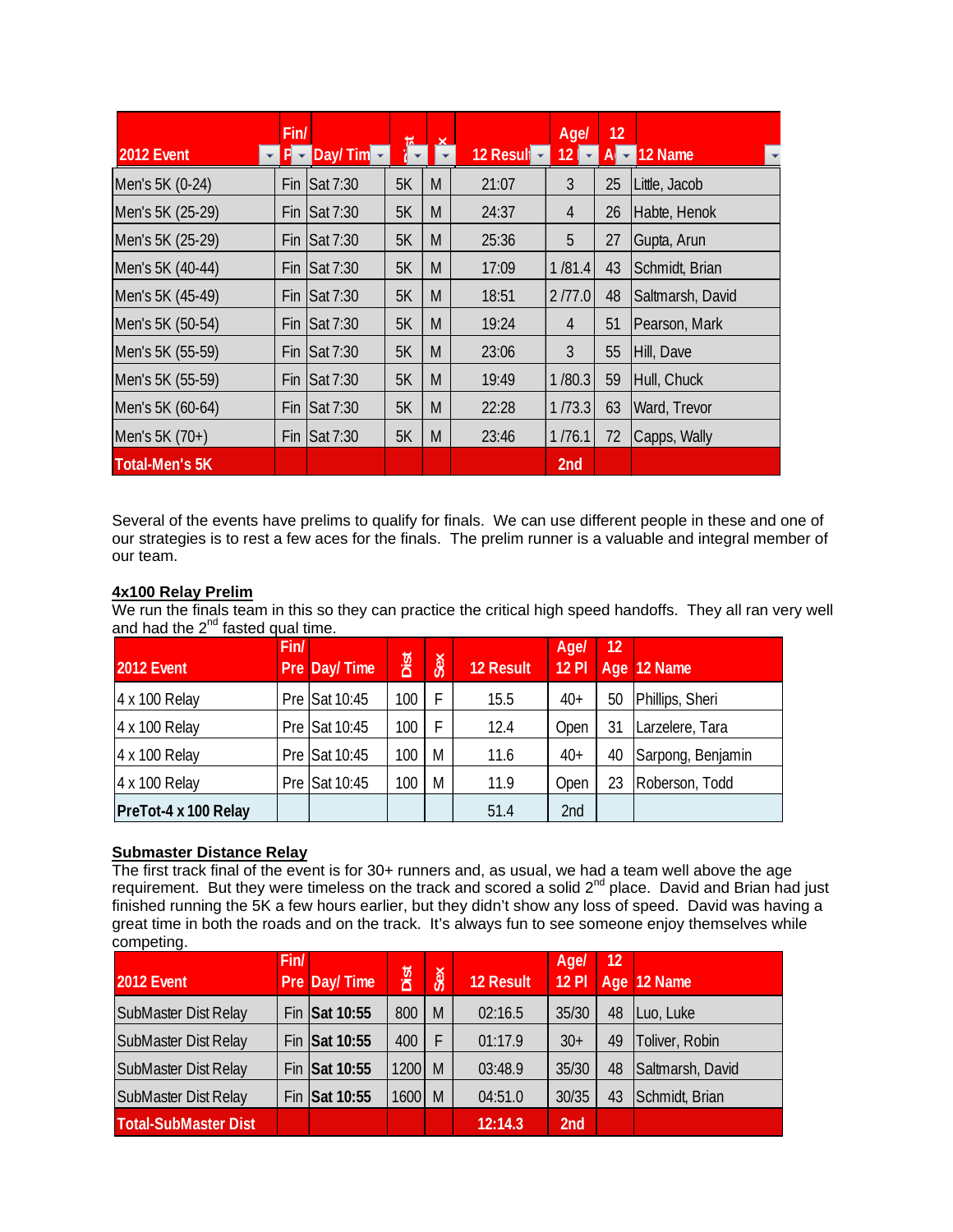| 2012 Event | Fin/ Pre | Day/ Time | Dist | Sex | 12 Result | Age/ 12 Pl | 12 Age | 12 Name |
|---|---|---|---|---|---|---|---|---|
| Men's 5K (0-24) | Fin | Sat 7:30 | 5K | M | 21:07 | 3 | 25 | Little, Jacob |
| Men's 5K (25-29) | Fin | Sat 7:30 | 5K | M | 24:37 | 4 | 26 | Habte, Henok |
| Men's 5K (25-29) | Fin | Sat 7:30 | 5K | M | 25:36 | 5 | 27 | Gupta, Arun |
| Men's 5K (40-44) | Fin | Sat 7:30 | 5K | M | 17:09 | 1 /81.4 | 43 | Schmidt, Brian |
| Men's 5K (45-49) | Fin | Sat 7:30 | 5K | M | 18:51 | 2 /77.0 | 48 | Saltmarsh, David |
| Men's 5K (50-54) | Fin | Sat 7:30 | 5K | M | 19:24 | 4 | 51 | Pearson, Mark |
| Men's 5K (55-59) | Fin | Sat 7:30 | 5K | M | 23:06 | 3 | 55 | Hill, Dave |
| Men's 5K (55-59) | Fin | Sat 7:30 | 5K | M | 19:49 | 1 /80.3 | 59 | Hull, Chuck |
| Men's 5K (60-64) | Fin | Sat 7:30 | 5K | M | 22:28 | 1 /73.3 | 63 | Ward, Trevor |
| Men's 5K (70+) | Fin | Sat 7:30 | 5K | M | 23:46 | 1 /76.1 | 72 | Capps, Wally |
| **Total-Men's 5K** | | | | | | **2nd** | | |

Several of the events have prelims to qualify for finals. We can use different people in these and one of our strategies is to rest a few aces for the finals. The prelim runner is a valuable and integral member of our team.

**4x100 Relay Prelim**

We run the finals team in this so they can practice the critical high speed handoffs. They all ran very well and had the 2nd fasted qual time.

| 2012 Event | Fin/ Pre | Day/ Time | Dist | Sex | 12 Result | Age/ 12 Pl | 12 Age | 12 Name |
|---|---|---|---|---|---|---|---|---|
| 4 x 100 Relay | Pre | Sat 10:45 | 100 | F | 15.5 | 40+ | 50 | Phillips, Sheri |
| 4 x 100 Relay | Pre | Sat 10:45 | 100 | F | 12.4 | Open | 31 | Larzelere, Tara |
| 4 x 100 Relay | Pre | Sat 10:45 | 100 | M | 11.6 | 40+ | 40 | Sarpong, Benjamin |
| 4 x 100 Relay | Pre | Sat 10:45 | 100 | M | 11.9 | Open | 23 | Roberson, Todd |
| **PreTot-4 x 100 Relay** | | | | | 51.4 | 2nd | | |

**Submaster Distance Relay**

The first track final of the event is for 30+ runners and, as usual, we had a team well above the age requirement. But they were timeless on the track and scored a solid 2nd place. David and Brian had just finished running the 5K a few hours earlier, but they didn't show any loss of speed. David was having a great time in both the roads and on the track. It's always fun to see someone enjoy themselves while competing.

| 2012 Event | Fin/ Pre | Day/ Time | Dist | Sex | 12 Result | Age/ 12 Pl | 12 Age | 12 Name |
|---|---|---|---|---|---|---|---|---|
| SubMaster Dist Relay | Fin | **Sat 10:55** | 800 | M | 02:16.5 | 35/30 | 48 | Luo, Luke |
| SubMaster Dist Relay | Fin | **Sat 10:55** | 400 | F | 01:17.9 | 30+ | 49 | Toliver, Robin |
| SubMaster Dist Relay | Fin | **Sat 10:55** | 1200 | M | 03:48.9 | 35/30 | 48 | Saltmarsh, David |
| SubMaster Dist Relay | Fin | **Sat 10:55** | 1600 | M | 04:51.0 | 30/35 | 43 | Schmidt, Brian |
| **Total-SubMaster Dist** | | | | | **12:14.3** | **2nd** | | |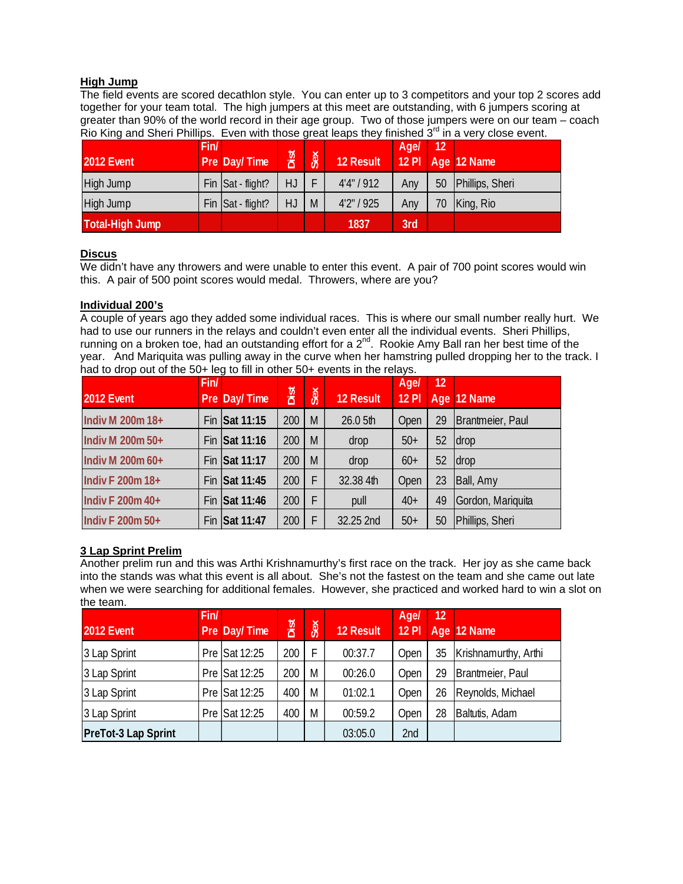## High Jump

The field events are scored decathlon style. You can enter up to 3 competitors and your top 2 scores add together for your team total. The high jumpers at this meet are outstanding, with 6 jumpers scoring at greater than 90% of the world record in their age group. Two of those jumpers were on our team – coach Rio King and Sheri Phillips. Even with those great leaps they finished 3rd in a very close event.

| 2012 Event | Fin/ Pre | Day/ Time | Dist | Sex | 12 Result | Age/ 12 Pl | 12 Age | 12 Name |
|---|---|---|---|---|---|---|---|---|
| High Jump | Fin | Sat - flight? | HJ | F | 4'4" / 912 | Any | 50 | Phillips, Sheri |
| High Jump | Fin | Sat - flight? | HJ | M | 4'2" / 925 | Any | 70 | King, Rio |
| **Total-High Jump** | | | | | **1837** | **3rd** | | |

## Discus

We didn't have any throwers and were unable to enter this event. A pair of 700 point scores would win this. A pair of 500 point scores would medal. Throwers, where are you?

## Individual 200's

A couple of years ago they added some individual races. This is where our small number really hurt. We had to use our runners in the relays and couldn't even enter all the individual events. Sheri Phillips, running on a broken toe, had an outstanding effort for a 2nd. Rookie Amy Ball ran her best time of the year. And Mariquita was pulling away in the curve when her hamstring pulled dropping her to the track. I had to drop out of the 50+ leg to fill in other 50+ events in the relays.

| 2012 Event | Fin/ Pre | Day/ Time | Dist | Sex | 12 Result | Age/ 12 Pl | 12 Age | 12 Name |
|---|---|---|---|---|---|---|---|---|
| Indiv M 200m 18+ | Fin | **Sat 11:15** | 200 | M | 26.0 5th | Open | 29 | Brantmeier, Paul |
| Indiv M 200m 50+ | Fin | **Sat 11:16** | 200 | M | drop | 50+ | 52 | drop |
| Indiv M 200m 60+ | Fin | **Sat 11:17** | 200 | M | drop | 60+ | 52 | drop |
| Indiv F 200m 18+ | Fin | **Sat 11:45** | 200 | F | 32.38 4th | Open | 23 | Ball, Amy |
| Indiv F 200m 40+ | Fin | **Sat 11:46** | 200 | F | pull | 40+ | 49 | Gordon, Mariquita |
| Indiv F 200m 50+ | Fin | **Sat 11:47** | 200 | F | 32.25 2nd | 50+ | 50 | Phillips, Sheri |

## 3 Lap Sprint Prelim

Another prelim run and this was Arthi Krishnamurthy's first race on the track. Her joy as she came back into the stands was what this event is all about. She's not the fastest on the team and she came out late when we were searching for additional females. However, she practiced and worked hard to win a slot on the team.

| 2012 Event | Fin/ Pre | Day/ Time | Dist | Sex | 12 Result | Age/ 12 Pl | 12 Age | 12 Name |
|---|---|---|---|---|---|---|---|---|
| 3 Lap Sprint | Pre | Sat 12:25 | 200 | F | 00:37.7 | Open | 35 | Krishnamurthy, Arthi |
| 3 Lap Sprint | Pre | Sat 12:25 | 200 | M | 00:26.0 | Open | 29 | Brantmeier, Paul |
| 3 Lap Sprint | Pre | Sat 12:25 | 400 | M | 01:02.1 | Open | 26 | Reynolds, Michael |
| 3 Lap Sprint | Pre | Sat 12:25 | 400 | M | 00:59.2 | Open | 28 | Baltutis, Adam |
| **PreTot-3 Lap Sprint** | | | | | 03:05.0 | 2nd | | |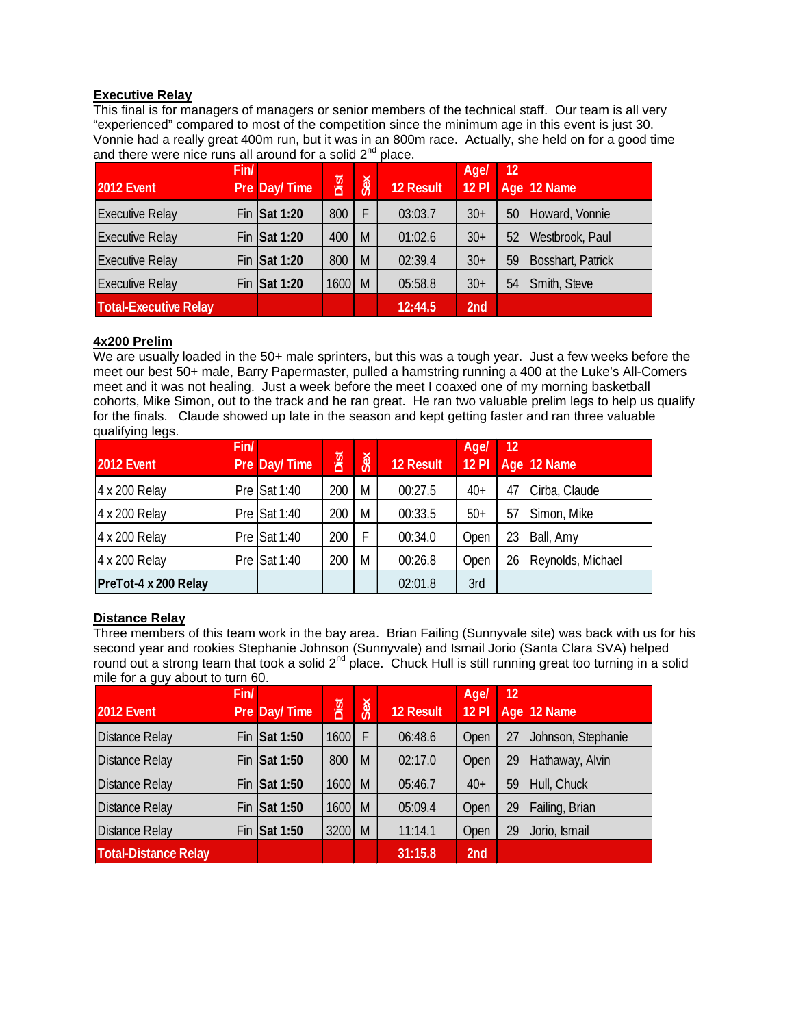**Executive Relay**
This final is for managers of managers or senior members of the technical staff. Our team is all very "experienced" compared to most of the competition since the minimum age in this event is just 30. Vonnie had a really great 400m run, but it was in an 800m race. Actually, she held on for a good time and there were nice runs all around for a solid 2nd place.

| 2012 Event | Fin/ Pre | Day/ Time | Dist | Sex | 12 Result | Age/ 12 Pl | 12 Age | 12 Name |
|---|---|---|---|---|---|---|---|---|
| Executive Relay | Fin | Sat 1:20 | 800 | F | 03:03.7 | 30+ | 50 | Howard, Vonnie |
| Executive Relay | Fin | Sat 1:20 | 400 | M | 01:02.6 | 30+ | 52 | Westbrook, Paul |
| Executive Relay | Fin | Sat 1:20 | 800 | M | 02:39.4 | 30+ | 59 | Bosshart, Patrick |
| Executive Relay | Fin | Sat 1:20 | 1600 | M | 05:58.8 | 30+ | 54 | Smith, Steve |
| **Total-Executive Relay** | | | | | **12:44.5** | **2nd** | | |

**4x200 Prelim**
We are usually loaded in the 50+ male sprinters, but this was a tough year. Just a few weeks before the meet our best 50+ male, Barry Papermaster, pulled a hamstring running a 400 at the Luke's All-Comers meet and it was not healing. Just a week before the meet I coaxed one of my morning basketball cohorts, Mike Simon, out to the track and he ran great. He ran two valuable prelim legs to help us qualify for the finals. Claude showed up late in the season and kept getting faster and ran three valuable qualifying legs.

| 2012 Event | Fin/ Pre | Day/ Time | Dist | Sex | 12 Result | Age/ 12 Pl | 12 Age | 12 Name |
|---|---|---|---|---|---|---|---|---|
| 4 x 200 Relay | Pre | Sat 1:40 | 200 | M | 00:27.5 | 40+ | 47 | Cirba, Claude |
| 4 x 200 Relay | Pre | Sat 1:40 | 200 | M | 00:33.5 | 50+ | 57 | Simon, Mike |
| 4 x 200 Relay | Pre | Sat 1:40 | 200 | F | 00:34.0 | Open | 23 | Ball, Amy |
| 4 x 200 Relay | Pre | Sat 1:40 | 200 | M | 00:26.8 | Open | 26 | Reynolds, Michael |
| **PreTot-4 x 200 Relay** | | | | | 02:01.8 | 3rd | | |

**Distance Relay**
Three members of this team work in the bay area. Brian Failing (Sunnyvale site) was back with us for his second year and rookies Stephanie Johnson (Sunnyvale) and Ismail Jorio (Santa Clara SVA) helped round out a strong team that took a solid 2nd place. Chuck Hull is still running great too turning in a solid mile for a guy about to turn 60.

| 2012 Event | Fin/ Pre | Day/ Time | Dist | Sex | 12 Result | Age/ 12 Pl | 12 Age | 12 Name |
|---|---|---|---|---|---|---|---|---|
| Distance Relay | Fin | Sat 1:50 | 1600 | F | 06:48.6 | Open | 27 | Johnson, Stephanie |
| Distance Relay | Fin | Sat 1:50 | 800 | M | 02:17.0 | Open | 29 | Hathaway, Alvin |
| Distance Relay | Fin | Sat 1:50 | 1600 | M | 05:46.7 | 40+ | 59 | Hull, Chuck |
| Distance Relay | Fin | Sat 1:50 | 1600 | M | 05:09.4 | Open | 29 | Failing, Brian |
| Distance Relay | Fin | Sat 1:50 | 3200 | M | 11:14.1 | Open | 29 | Jorio, Ismail |
| **Total-Distance Relay** | | | | | **31:15.8** | **2nd** | | |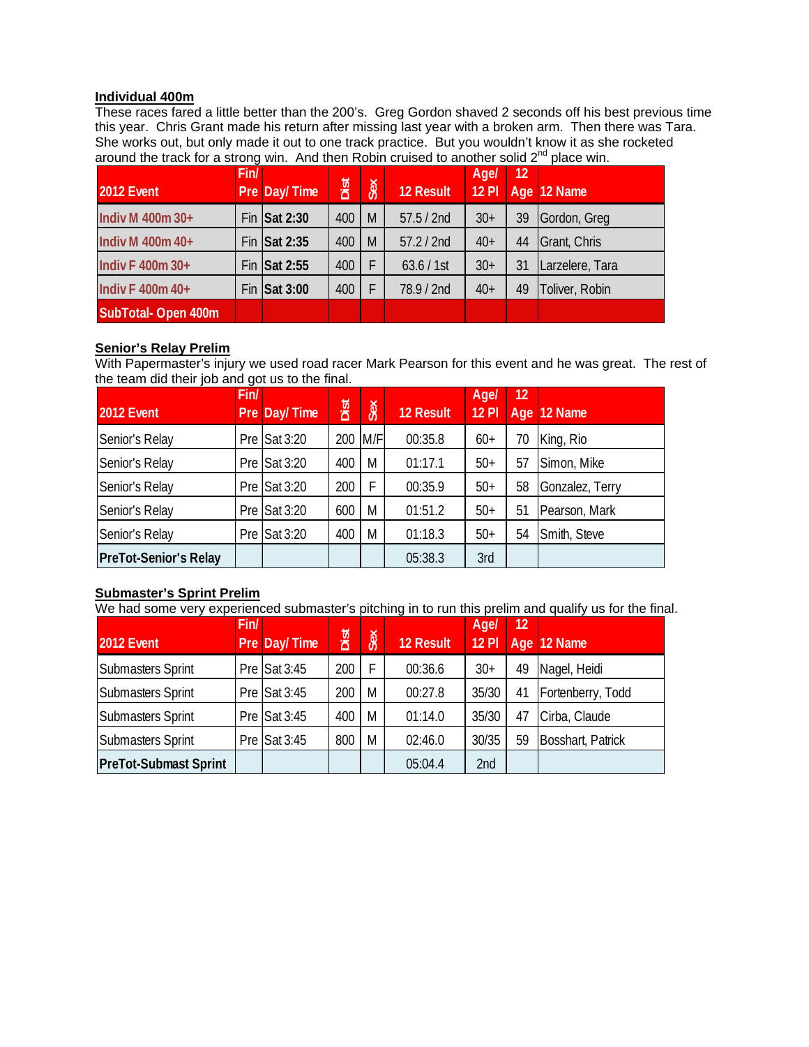**Individual 400m**

These races fared a little better than the 200's. Greg Gordon shaved 2 seconds off his best previous time this year. Chris Grant made his return after missing last year with a broken arm. Then there was Tara. She works out, but only made it out to one track practice. But you wouldn't know it as she rocketed around the track for a strong win. And then Robin cruised to another solid 2nd place win.

| 2012 Event | Fin/ Pre | Day/ Time | Dist | Sex | 12 Result | Age/ 12 Pl | 12 Age | 12 Name |
|---|---|---|---|---|---|---|---|---|
| Indiv M 400m 30+ | Fin | Sat 2:30 | 400 | M | 57.5 / 2nd | 30+ | 39 | Gordon, Greg |
| Indiv M 400m 40+ | Fin | Sat 2:35 | 400 | M | 57.2 / 2nd | 40+ | 44 | Grant, Chris |
| Indiv F 400m 30+ | Fin | Sat 2:55 | 400 | F | 63.6 / 1st | 30+ | 31 | Larzelere, Tara |
| Indiv F 400m 40+ | Fin | Sat 3:00 | 400 | F | 78.9 / 2nd | 40+ | 49 | Toliver, Robin |
| SubTotal- Open 400m | | | | | | | | |

**Senior's Relay Prelim**

With Papermaster's injury we used road racer Mark Pearson for this event and he was great. The rest of the team did their job and got us to the final.

| 2012 Event | Fin/ Pre | Day/ Time | Dist | Sex | 12 Result | Age/ 12 Pl | 12 Age | 12 Name |
|---|---|---|---|---|---|---|---|---|
| Senior's Relay | Pre | Sat 3:20 | 200 | M/F | 00:35.8 | 60+ | 70 | King, Rio |
| Senior's Relay | Pre | Sat 3:20 | 400 | M | 01:17.1 | 50+ | 57 | Simon, Mike |
| Senior's Relay | Pre | Sat 3:20 | 200 | F | 00:35.9 | 50+ | 58 | Gonzalez, Terry |
| Senior's Relay | Pre | Sat 3:20 | 600 | M | 01:51.2 | 50+ | 51 | Pearson, Mark |
| Senior's Relay | Pre | Sat 3:20 | 400 | M | 01:18.3 | 50+ | 54 | Smith, Steve |
| PreTot-Senior's Relay | | | | | 05:38.3 | 3rd | | |

**Submaster's Sprint Prelim**

We had some very experienced submaster's pitching in to run this prelim and qualify us for the final.

| 2012 Event | Fin/ Pre | Day/ Time | Dist | Sex | 12 Result | Age/ 12 Pl | 12 Age | 12 Name |
|---|---|---|---|---|---|---|---|---|
| Submasters Sprint | Pre | Sat 3:45 | 200 | F | 00:36.6 | 30+ | 49 | Nagel, Heidi |
| Submasters Sprint | Pre | Sat 3:45 | 200 | M | 00:27.8 | 35/30 | 41 | Fortenberry, Todd |
| Submasters Sprint | Pre | Sat 3:45 | 400 | M | 01:14.0 | 35/30 | 47 | Cirba, Claude |
| Submasters Sprint | Pre | Sat 3:45 | 800 | M | 02:46.0 | 30/35 | 59 | Bosshart, Patrick |
| PreTot-Submast Sprint | | | | | 05:04.4 | 2nd | | |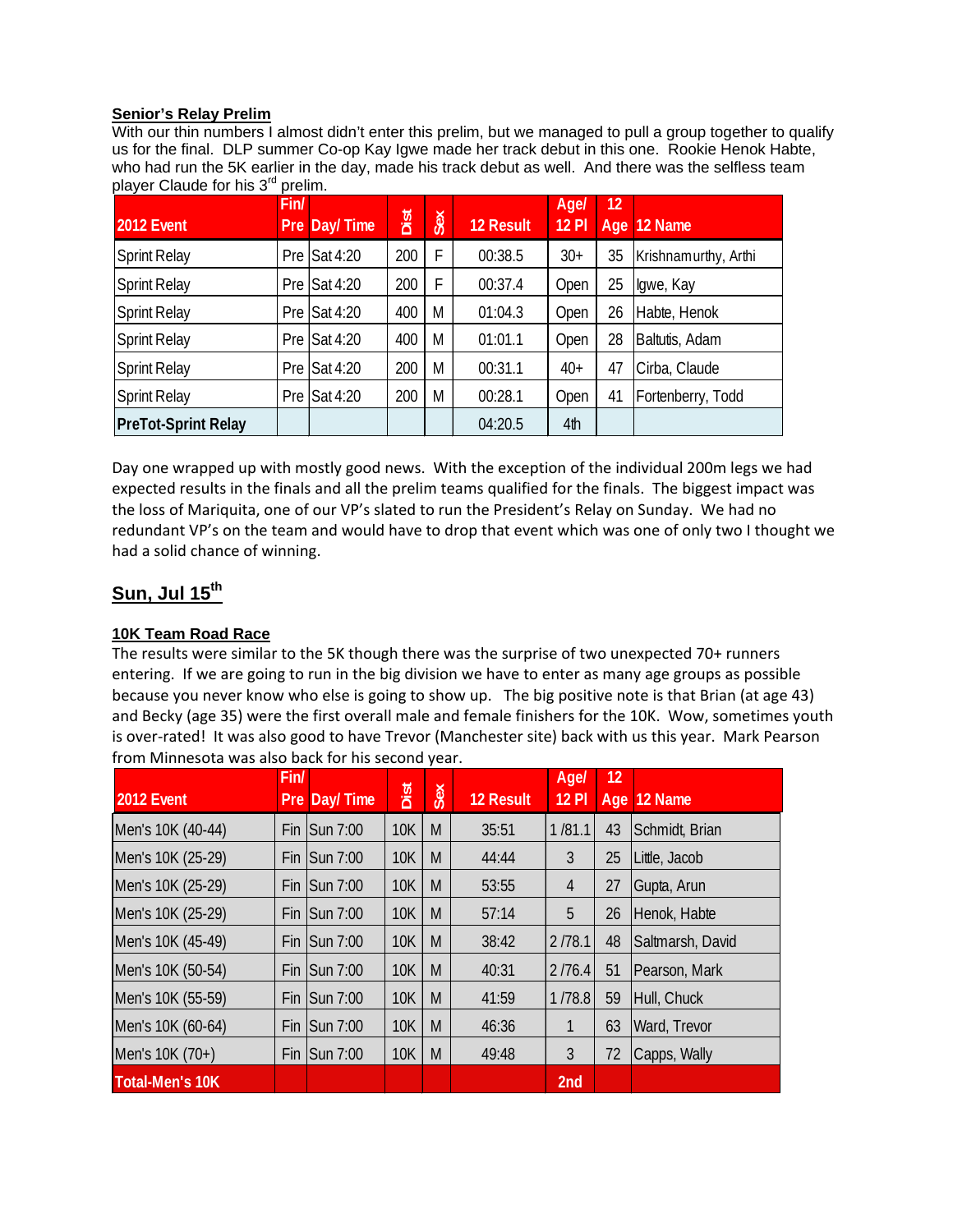**Senior's Relay Prelim**

With our thin numbers I almost didn't enter this prelim, but we managed to pull a group together to qualify us for the final. DLP summer Co-op Kay Igwe made her track debut in this one. Rookie Henok Habte, who had run the 5K earlier in the day, made his track debut as well. And there was the selfless team player Claude for his 3rd prelim.

| 2012 Event | Fin/ Pre | Day/ Time | Dist | Sex | 12 Result | Age/ 12 Pl | 12 Age | 12 Name |
|---|---|---|---|---|---|---|---|---|
| Sprint Relay | Pre | Sat 4:20 | 200 | F | 00:38.5 | 30+ | 35 | Krishnamurthy, Arthi |
| Sprint Relay | Pre | Sat 4:20 | 200 | F | 00:37.4 | Open | 25 | Igwe, Kay |
| Sprint Relay | Pre | Sat 4:20 | 400 | M | 01:04.3 | Open | 26 | Habte, Henok |
| Sprint Relay | Pre | Sat 4:20 | 400 | M | 01:01.1 | Open | 28 | Baltutis, Adam |
| Sprint Relay | Pre | Sat 4:20 | 200 | M | 00:31.1 | 40+ | 47 | Cirba, Claude |
| Sprint Relay | Pre | Sat 4:20 | 200 | M | 00:28.1 | Open | 41 | Fortenberry, Todd |
| **PreTot-Sprint Relay** | | | | | 04:20.5 | 4th | | |

Day one wrapped up with mostly good news. With the exception of the individual 200m legs we had expected results in the finals and all the prelim teams qualified for the finals. The biggest impact was the loss of Mariquita, one of our VP's slated to run the President's Relay on Sunday. We had no redundant VP's on the team and would have to drop that event which was one of only two I thought we had a solid chance of winning.

## Sun, Jul 15th

**10K Team Road Race**

The results were similar to the 5K though there was the surprise of two unexpected 70+ runners entering. If we are going to run in the big division we have to enter as many age groups as possible because you never know who else is going to show up. The big positive note is that Brian (at age 43) and Becky (age 35) were the first overall male and female finishers for the 10K. Wow, sometimes youth is over-rated! It was also good to have Trevor (Manchester site) back with us this year. Mark Pearson from Minnesota was also back for his second year.

| 2012 Event | Fin/ Pre | Day/ Time | Dist | Sex | 12 Result | Age/ 12 Pl | 12 Age | 12 Name |
|---|---|---|---|---|---|---|---|---|
| Men's 10K (40-44) | Fin | Sun 7:00 | 10K | M | 35:51 | 1 /81.1 | 43 | Schmidt, Brian |
| Men's 10K (25-29) | Fin | Sun 7:00 | 10K | M | 44:44 | 3 | 25 | Little, Jacob |
| Men's 10K (25-29) | Fin | Sun 7:00 | 10K | M | 53:55 | 4 | 27 | Gupta, Arun |
| Men's 10K (25-29) | Fin | Sun 7:00 | 10K | M | 57:14 | 5 | 26 | Henok, Habte |
| Men's 10K (45-49) | Fin | Sun 7:00 | 10K | M | 38:42 | 2 /78.1 | 48 | Saltmarsh, David |
| Men's 10K (50-54) | Fin | Sun 7:00 | 10K | M | 40:31 | 2 /76.4 | 51 | Pearson, Mark |
| Men's 10K (55-59) | Fin | Sun 7:00 | 10K | M | 41:59 | 1 /78.8 | 59 | Hull, Chuck |
| Men's 10K (60-64) | Fin | Sun 7:00 | 10K | M | 46:36 | 1 | 63 | Ward, Trevor |
| Men's 10K (70+) | Fin | Sun 7:00 | 10K | M | 49:48 | 3 | 72 | Capps, Wally |
| **Total-Men's 10K** | | | | | | 2nd | | |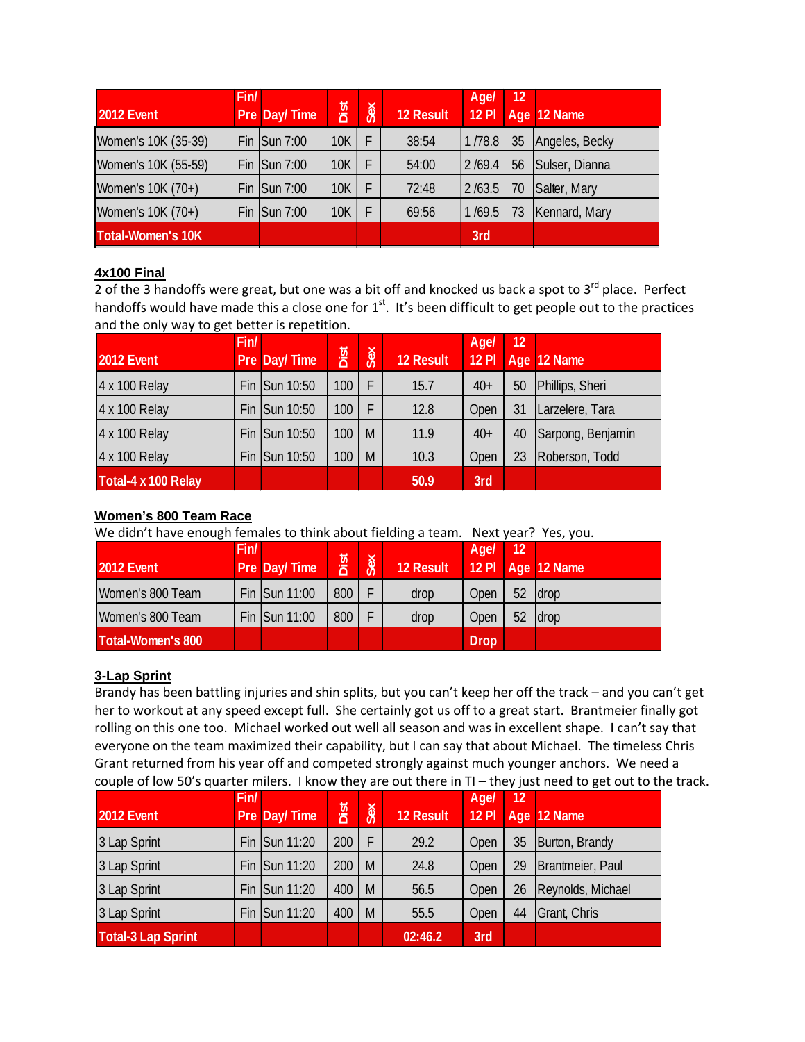| 2012 Event | Fin/ Pre | Day/ Time | Dist | Sex | 12 Result | Age/ 12 Pl | 12 Age | 12 Name |
|---|---|---|---|---|---|---|---|---|
| Women's 10K (35-39) | Fin | Sun 7:00 | 10K | F | 38:54 | 1 /78.8 | 35 | Angeles, Becky |
| Women's 10K (55-59) | Fin | Sun 7:00 | 10K | F | 54:00 | 2 /69.4 | 56 | Sulser, Dianna |
| Women's 10K (70+) | Fin | Sun 7:00 | 10K | F | 72:48 | 2 /63.5 | 70 | Salter, Mary |
| Women's 10K (70+) | Fin | Sun 7:00 | 10K | F | 69:56 | 1 /69.5 | 73 | Kennard, Mary |
| **Total-Women's 10K** | | | | | | **3rd** | | |

**4x100 Final**

2 of the 3 handoffs were great, but one was a bit off and knocked us back a spot to 3rd place. Perfect handoffs would have made this a close one for 1st. It's been difficult to get people out to the practices and the only way to get better is repetition.

| 2012 Event | Fin/ Pre | Day/ Time | Dist | Sex | 12 Result | Age/ 12 Pl | 12 Age | 12 Name |
|---|---|---|---|---|---|---|---|---|
| 4 x 100 Relay | Fin | Sun 10:50 | 100 | F | 15.7 | 40+ | 50 | Phillips, Sheri |
| 4 x 100 Relay | Fin | Sun 10:50 | 100 | F | 12.8 | Open | 31 | Larzelere, Tara |
| 4 x 100 Relay | Fin | Sun 10:50 | 100 | M | 11.9 | 40+ | 40 | Sarpong, Benjamin |
| 4 x 100 Relay | Fin | Sun 10:50 | 100 | M | 10.3 | Open | 23 | Roberson, Todd |
| **Total-4 x 100 Relay** | | | | | **50.9** | **3rd** | | |

**Women's 800 Team Race**

We didn't have enough females to think about fielding a team. Next year? Yes, you.

| 2012 Event | Fin/ Pre | Day/ Time | Dist | Sex | 12 Result | Age/ 12 Pl | 12 Age | 12 Name |
|---|---|---|---|---|---|---|---|---|
| Women's 800 Team | Fin | Sun 11:00 | 800 | F | drop | Open | 52 | drop |
| Women's 800 Team | Fin | Sun 11:00 | 800 | F | drop | Open | 52 | drop |
| **Total-Women's 800** | | | | | | **Drop** | | |

**3-Lap Sprint**

Brandy has been battling injuries and shin splits, but you can't keep her off the track – and you can't get her to workout at any speed except full. She certainly got us off to a great start. Brantmeier finally got rolling on this one too. Michael worked out well all season and was in excellent shape. I can't say that everyone on the team maximized their capability, but I can say that about Michael. The timeless Chris Grant returned from his year off and competed strongly against much younger anchors. We need a couple of low 50's quarter milers. I know they are out there in TI – they just need to get out to the track.

| 2012 Event | Fin/ Pre | Day/ Time | Dist | Sex | 12 Result | Age/ 12 Pl | 12 Age | 12 Name |
|---|---|---|---|---|---|---|---|---|
| 3 Lap Sprint | Fin | Sun 11:20 | 200 | F | 29.2 | Open | 35 | Burton, Brandy |
| 3 Lap Sprint | Fin | Sun 11:20 | 200 | M | 24.8 | Open | 29 | Brantmeier, Paul |
| 3 Lap Sprint | Fin | Sun 11:20 | 400 | M | 56.5 | Open | 26 | Reynolds, Michael |
| 3 Lap Sprint | Fin | Sun 11:20 | 400 | M | 55.5 | Open | 44 | Grant, Chris |
| **Total-3 Lap Sprint** | | | | | **02:46.2** | **3rd** | | |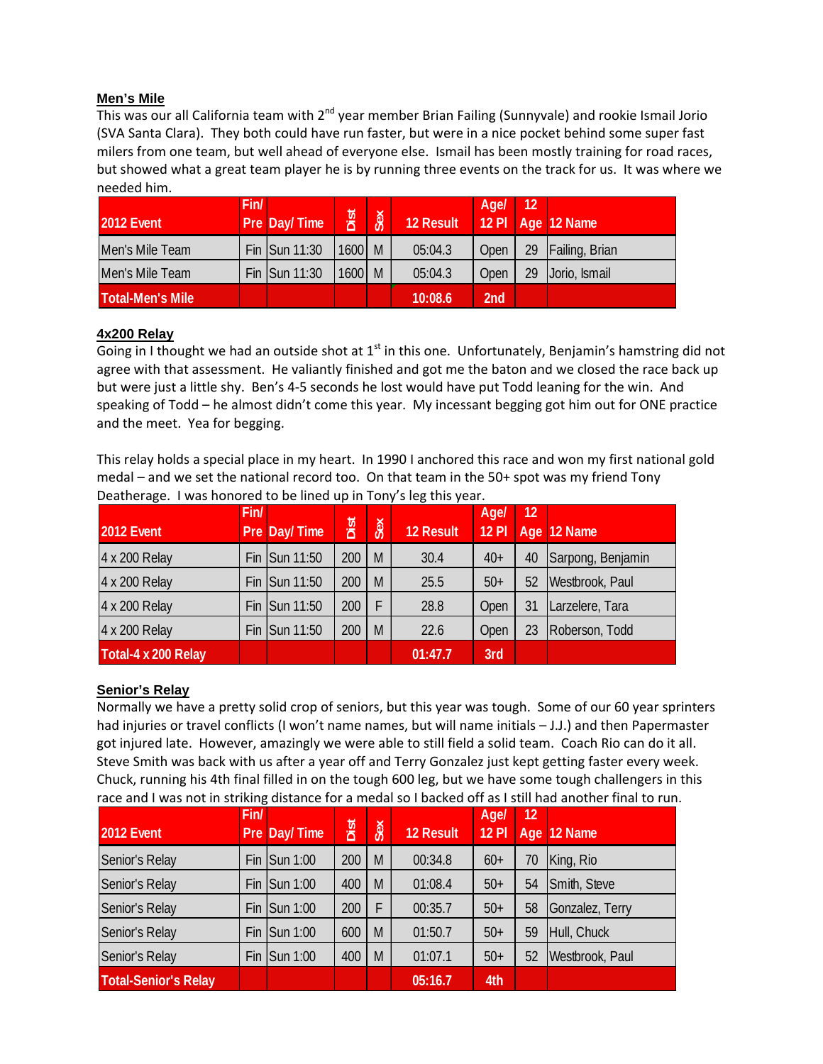**Men's Mile**

This was our all California team with 2nd year member Brian Failing (Sunnyvale) and rookie Ismail Jorio (SVA Santa Clara). They both could have run faster, but were in a nice pocket behind some super fast milers from one team, but well ahead of everyone else. Ismail has been mostly training for road races, but showed what a great team player he is by running three events on the track for us. It was where we needed him.

| 2012 Event | Fin/ Pre | Day/ Time | Dist | Sex | 12 Result | Age/ 12 Pl | 12 Age | 12 Name |
|---|---|---|---|---|---|---|---|---|
| Men's Mile Team | Fin | Sun 11:30 | 1600 | M | 05:04.3 | Open | 29 | Failing, Brian |
| Men's Mile Team | Fin | Sun 11:30 | 1600 | M | 05:04.3 | Open | 29 | Jorio, Ismail |
| Total-Men's Mile | | | | | 10:08.6 | 2nd | | |

**4x200 Relay**

Going in I thought we had an outside shot at 1st in this one. Unfortunately, Benjamin's hamstring did not agree with that assessment. He valiantly finished and got me the baton and we closed the race back up but were just a little shy. Ben's 4-5 seconds he lost would have put Todd leaning for the win. And speaking of Todd – he almost didn't come this year. My incessant begging got him out for ONE practice and the meet. Yea for begging.

This relay holds a special place in my heart. In 1990 I anchored this race and won my first national gold medal – and we set the national record too. On that team in the 50+ spot was my friend Tony Deatherage. I was honored to be lined up in Tony's leg this year.

| 2012 Event | Fin/ Pre | Day/ Time | Dist | Sex | 12 Result | Age/ 12 Pl | 12 Age | 12 Name |
|---|---|---|---|---|---|---|---|---|
| 4 x 200 Relay | Fin | Sun 11:50 | 200 | M | 30.4 | 40+ | 40 | Sarpong, Benjamin |
| 4 x 200 Relay | Fin | Sun 11:50 | 200 | M | 25.5 | 50+ | 52 | Westbrook, Paul |
| 4 x 200 Relay | Fin | Sun 11:50 | 200 | F | 28.8 | Open | 31 | Larzelere, Tara |
| 4 x 200 Relay | Fin | Sun 11:50 | 200 | M | 22.6 | Open | 23 | Roberson, Todd |
| Total-4 x 200 Relay | | | | | 01:47.7 | 3rd | | |

**Senior's Relay**

Normally we have a pretty solid crop of seniors, but this year was tough. Some of our 60 year sprinters had injuries or travel conflicts (I won't name names, but will name initials – J.J.) and then Papermaster got injured late. However, amazingly we were able to still field a solid team. Coach Rio can do it all. Steve Smith was back with us after a year off and Terry Gonzalez just kept getting faster every week. Chuck, running his 4th final filled in on the tough 600 leg, but we have some tough challengers in this race and I was not in striking distance for a medal so I backed off as I still had another final to run.

| 2012 Event | Fin/ Pre | Day/ Time | Dist | Sex | 12 Result | Age/ 12 Pl | 12 Age | 12 Name |
|---|---|---|---|---|---|---|---|---|
| Senior's Relay | Fin | Sun 1:00 | 200 | M | 00:34.8 | 60+ | 70 | King, Rio |
| Senior's Relay | Fin | Sun 1:00 | 400 | M | 01:08.4 | 50+ | 54 | Smith, Steve |
| Senior's Relay | Fin | Sun 1:00 | 200 | F | 00:35.7 | 50+ | 58 | Gonzalez, Terry |
| Senior's Relay | Fin | Sun 1:00 | 600 | M | 01:50.7 | 50+ | 59 | Hull, Chuck |
| Senior's Relay | Fin | Sun 1:00 | 400 | M | 01:07.1 | 50+ | 52 | Westbrook, Paul |
| Total-Senior's Relay | | | | | 05:16.7 | 4th | | |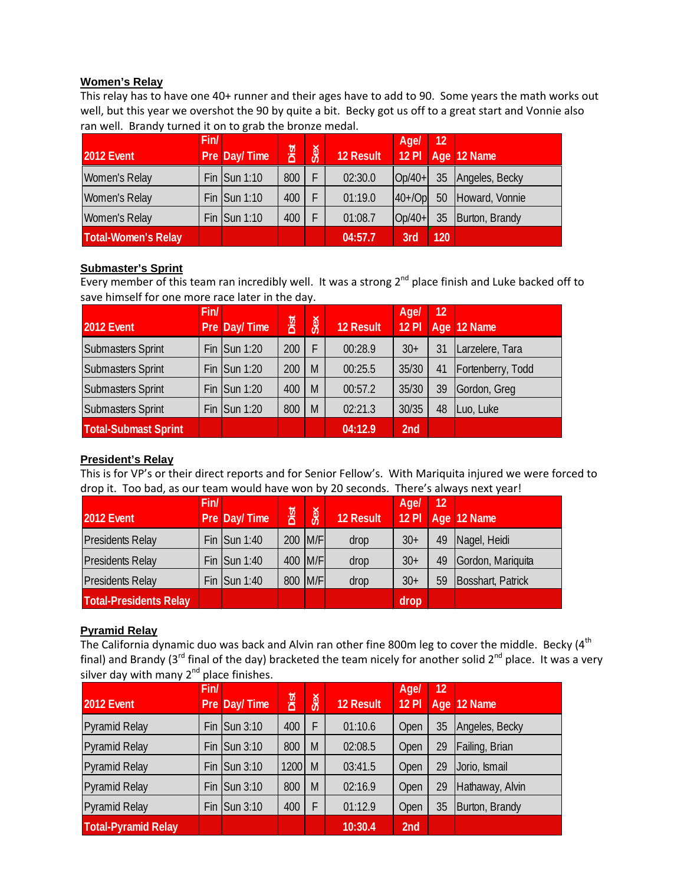**Women's Relay**

This relay has to have one 40+ runner and their ages have to add to 90. Some years the math works out well, but this year we overshot the 90 by quite a bit. Becky got us off to a great start and Vonnie also ran well. Brandy turned it on to grab the bronze medal.

| 2012 Event | Fin/ Pre | Day/ Time | Dist | Sex | 12 Result | Age/ 12 Pl | 12 Age | 12 Name |
|---|---|---|---|---|---|---|---|---|
| Women's Relay | Fin | Sun 1:10 | 800 | F | 02:30.0 | Op/40+ | 35 | Angeles, Becky |
| Women's Relay | Fin | Sun 1:10 | 400 | F | 01:19.0 | 40+/Op | 50 | Howard, Vonnie |
| Women's Relay | Fin | Sun 1:10 | 400 | F | 01:08.7 | Op/40+ | 35 | Burton, Brandy |
| **Total-Women's Relay** | | | | | **04:57.7** | **3rd** | **120** | |

**Submaster's Sprint**

Every member of this team ran incredibly well. It was a strong 2nd place finish and Luke backed off to save himself for one more race later in the day.

| 2012 Event | Fin/ Pre | Day/ Time | Dist | Sex | 12 Result | Age/ 12 Pl | 12 Age | 12 Name |
|---|---|---|---|---|---|---|---|---|
| Submasters Sprint | Fin | Sun 1:20 | 200 | F | 00:28.9 | 30+ | 31 | Larzelere, Tara |
| Submasters Sprint | Fin | Sun 1:20 | 200 | M | 00:25.5 | 35/30 | 41 | Fortenberry, Todd |
| Submasters Sprint | Fin | Sun 1:20 | 400 | M | 00:57.2 | 35/30 | 39 | Gordon, Greg |
| Submasters Sprint | Fin | Sun 1:20 | 800 | M | 02:21.3 | 30/35 | 48 | Luo, Luke |
| **Total-Submast Sprint** | | | | | **04:12.9** | **2nd** | | |

**President's Relay**

This is for VP's or their direct reports and for Senior Fellow's. With Mariquita injured we were forced to drop it. Too bad, as our team would have won by 20 seconds. There's always next year!

| 2012 Event | Fin/ Pre | Day/ Time | Dist | Sex | 12 Result | Age/ 12 Pl | 12 Age | 12 Name |
|---|---|---|---|---|---|---|---|---|
| Presidents Relay | Fin | Sun 1:40 | 200 | M/F | drop | 30+ | 49 | Nagel, Heidi |
| Presidents Relay | Fin | Sun 1:40 | 400 | M/F | drop | 30+ | 49 | Gordon, Mariquita |
| Presidents Relay | Fin | Sun 1:40 | 800 | M/F | drop | 30+ | 59 | Bosshart, Patrick |
| **Total-Presidents Relay** | | | | | | **drop** | | |

**Pyramid Relay**

The California dynamic duo was back and Alvin ran other fine 800m leg to cover the middle. Becky (4th final) and Brandy (3rd final of the day) bracketed the team nicely for another solid 2nd place. It was a very silver day with many 2nd place finishes.

| 2012 Event | Fin/ Pre | Day/ Time | Dist | Sex | 12 Result | Age/ 12 Pl | 12 Age | 12 Name |
|---|---|---|---|---|---|---|---|---|
| Pyramid Relay | Fin | Sun 3:10 | 400 | F | 01:10.6 | Open | 35 | Angeles, Becky |
| Pyramid Relay | Fin | Sun 3:10 | 800 | M | 02:08.5 | Open | 29 | Failing, Brian |
| Pyramid Relay | Fin | Sun 3:10 | 1200 | M | 03:41.5 | Open | 29 | Jorio, Ismail |
| Pyramid Relay | Fin | Sun 3:10 | 800 | M | 02:16.9 | Open | 29 | Hathaway, Alvin |
| Pyramid Relay | Fin | Sun 3:10 | 400 | F | 01:12.9 | Open | 35 | Burton, Brandy |
| **Total-Pyramid Relay** | | | | | **10:30.4** | **2nd** | | |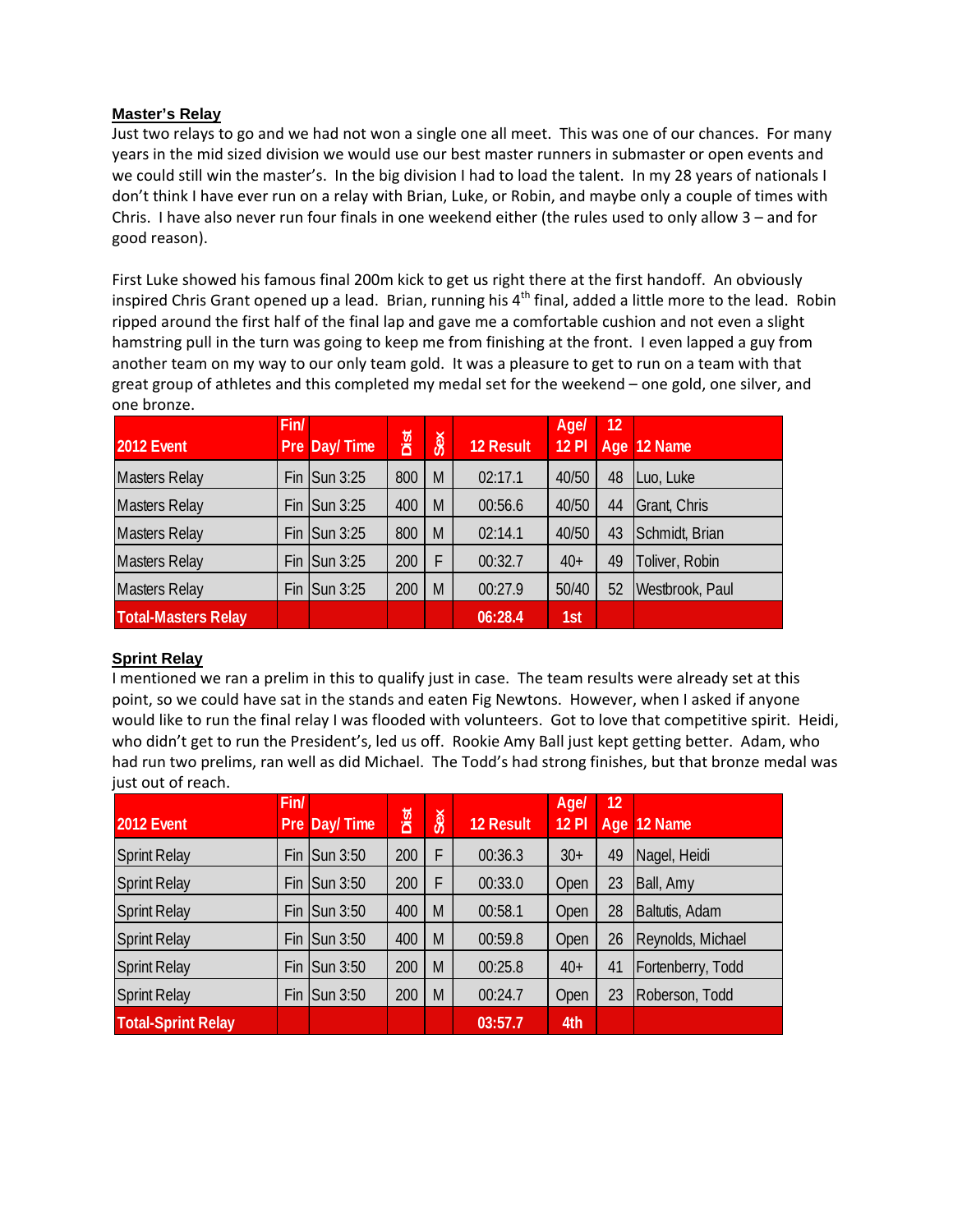## Master's Relay

Just two relays to go and we had not won a single one all meet. This was one of our chances. For many years in the mid sized division we would use our best master runners in submaster or open events and we could still win the master's. In the big division I had to load the talent. In my 28 years of nationals I don't think I have ever run on a relay with Brian, Luke, or Robin, and maybe only a couple of times with Chris. I have also never run four finals in one weekend either (the rules used to only allow 3 – and for good reason).

First Luke showed his famous final 200m kick to get us right there at the first handoff. An obviously inspired Chris Grant opened up a lead. Brian, running his 4th final, added a little more to the lead. Robin ripped around the first half of the final lap and gave me a comfortable cushion and not even a slight hamstring pull in the turn was going to keep me from finishing at the front. I even lapped a guy from another team on my way to our only team gold. It was a pleasure to get to run on a team with that great group of athletes and this completed my medal set for the weekend – one gold, one silver, and one bronze.

| 2012 Event | Fin/ Pre | Day/ Time | Dist | Sex | 12 Result | Age/ 12 Pl | 12 Age | 12 Name |
|---|---|---|---|---|---|---|---|---|
| Masters Relay | Fin | Sun 3:25 | 800 | M | 02:17.1 | 40/50 | 48 | Luo, Luke |
| Masters Relay | Fin | Sun 3:25 | 400 | M | 00:56.6 | 40/50 | 44 | Grant, Chris |
| Masters Relay | Fin | Sun 3:25 | 800 | M | 02:14.1 | 40/50 | 43 | Schmidt, Brian |
| Masters Relay | Fin | Sun 3:25 | 200 | F | 00:32.7 | 40+ | 49 | Toliver, Robin |
| Masters Relay | Fin | Sun 3:25 | 200 | M | 00:27.9 | 50/40 | 52 | Westbrook, Paul |
| **Total-Masters Relay** | | | | | **06:28.4** | **1st** | | |

## Sprint Relay

I mentioned we ran a prelim in this to qualify just in case. The team results were already set at this point, so we could have sat in the stands and eaten Fig Newtons. However, when I asked if anyone would like to run the final relay I was flooded with volunteers. Got to love that competitive spirit. Heidi, who didn't get to run the President's, led us off. Rookie Amy Ball just kept getting better. Adam, who had run two prelims, ran well as did Michael. The Todd's had strong finishes, but that bronze medal was just out of reach.

| 2012 Event | Fin/ Pre | Day/ Time | Dist | Sex | 12 Result | Age/ 12 Pl | 12 Age | 12 Name |
|---|---|---|---|---|---|---|---|---|
| Sprint Relay | Fin | Sun 3:50 | 200 | F | 00:36.3 | 30+ | 49 | Nagel, Heidi |
| Sprint Relay | Fin | Sun 3:50 | 200 | F | 00:33.0 | Open | 23 | Ball, Amy |
| Sprint Relay | Fin | Sun 3:50 | 400 | M | 00:58.1 | Open | 28 | Baltutis, Adam |
| Sprint Relay | Fin | Sun 3:50 | 400 | M | 00:59.8 | Open | 26 | Reynolds, Michael |
| Sprint Relay | Fin | Sun 3:50 | 200 | M | 00:25.8 | 40+ | 41 | Fortenberry, Todd |
| Sprint Relay | Fin | Sun 3:50 | 200 | M | 00:24.7 | Open | 23 | Roberson, Todd |
| **Total-Sprint Relay** | | | | | **03:57.7** | **4th** | | |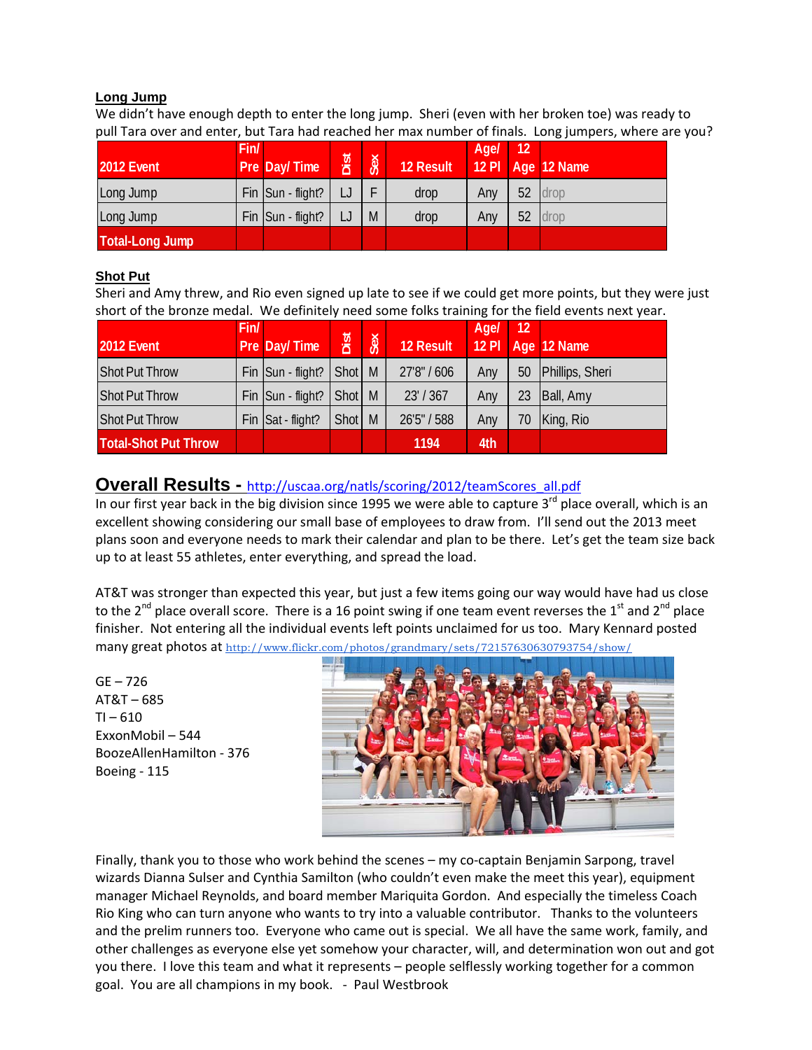### Long Jump

We didn't have enough depth to enter the long jump. Sheri (even with her broken toe) was ready to pull Tara over and enter, but Tara had reached her max number of finals. Long jumpers, where are you?

| 2012 Event | Fin/ Pre | Day/ Time | Dist | Sex | 12 Result | Age/ 12 Pl | 12 Age | 12 Name |
|---|---|---|---|---|---|---|---|---|
| Long Jump | Fin | Sun - flight? | LJ | F | drop | Any | 52 | drop |
| Long Jump | Fin | Sun - flight? | LJ | M | drop | Any | 52 | drop |
| Total-Long Jump | | | | | | | | |

### Shot Put

Sheri and Amy threw, and Rio even signed up late to see if we could get more points, but they were just short of the bronze medal. We definitely need some folks training for the field events next year.

| 2012 Event | Fin/ Pre | Day/ Time | Dist | Sex | 12 Result | Age/ 12 Pl | 12 Age | 12 Name |
|---|---|---|---|---|---|---|---|---|
| Shot Put Throw | Fin | Sun - flight? | Shot | M | 27'8" / 606 | Any | 50 | Phillips, Sheri |
| Shot Put Throw | Fin | Sun - flight? | Shot | M | 23' / 367 | Any | 23 | Ball, Amy |
| Shot Put Throw | Fin | Sat - flight? | Shot | M | 26'5" / 588 | Any | 70 | King, Rio |
| Total-Shot Put Throw | | | | | 1194 | 4th | | |

## Overall Results - http://uscaa.org/natls/scoring/2012/teamScores_all.pdf

In our first year back in the big division since 1995 we were able to capture 3rd place overall, which is an excellent showing considering our small base of employees to draw from. I'll send out the 2013 meet plans soon and everyone needs to mark their calendar and plan to be there. Let's get the team size back up to at least 55 athletes, enter everything, and spread the load.

AT&T was stronger than expected this year, but just a few items going our way would have had us close to the 2nd place overall score. There is a 16 point swing if one team event reverses the 1st and 2nd place finisher. Not entering all the individual events left points unclaimed for us too. Mary Kennard posted many great photos at http://www.flickr.com/photos/grandmary/sets/72157630630793754/show/

GE – 726
AT&T – 685
TI – 610
ExxonMobil – 544
BoozeAllenHamilton - 376
Boeing - 115

Finally, thank you to those who work behind the scenes – my co-captain Benjamin Sarpong, travel wizards Dianna Sulser and Cynthia Samilton (who couldn't even make the meet this year), equipment manager Michael Reynolds, and board member Mariquita Gordon. And especially the timeless Coach Rio King who can turn anyone who wants to try into a valuable contributor. Thanks to the volunteers and the prelim runners too. Everyone who came out is special. We all have the same work, family, and other challenges as everyone else yet somehow your character, will, and determination won out and got you there. I love this team and what it represents – people selflessly working together for a common goal. You are all champions in my book. - Paul Westbrook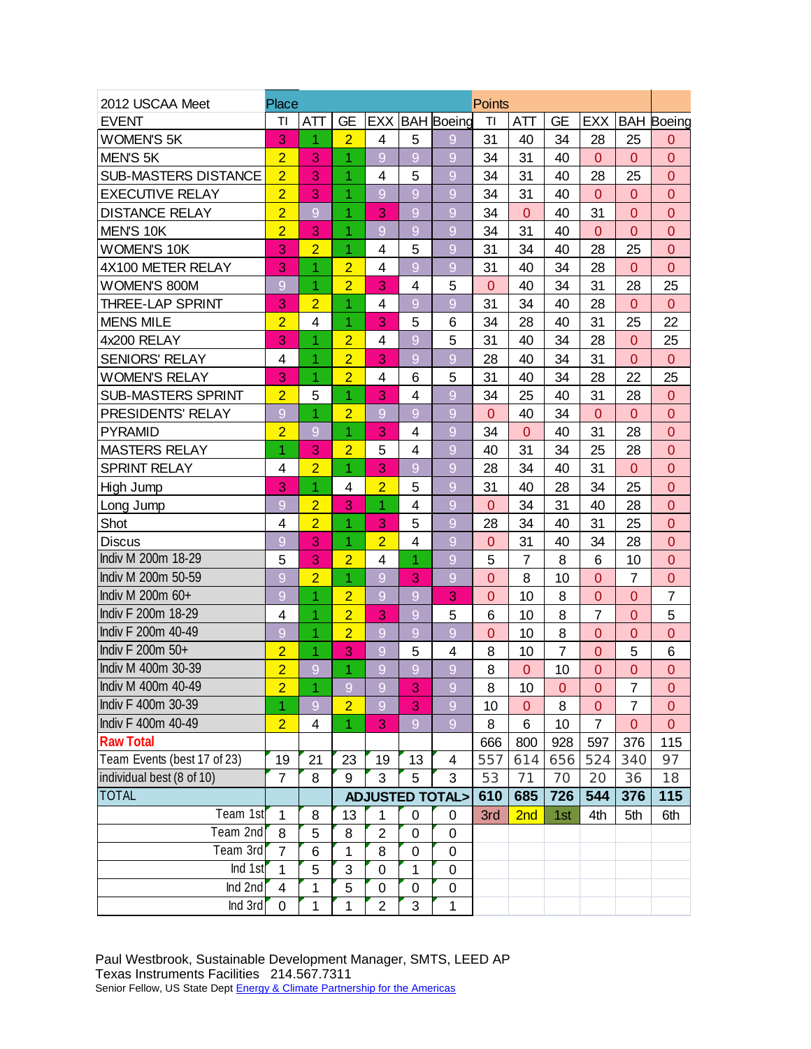| 2012 USCAA Meet | Place | | | | | | Points | | | | | |
|---|---|---|---|---|---|---|---|---|---|---|---|---|
| EVENT | TI | ATT | GE | EXX | BAH | Boeing | TI | ATT | GE | EXX | BAH | Boeing |
| WOMEN'S 5K | 3 | 1 | 2 | 4 | 5 | 9 | 31 | 40 | 34 | 28 | 25 | 0 |
| MEN'S 5K | 2 | 3 | 1 | 9 | 9 | 9 | 34 | 31 | 40 | 0 | 0 | 0 |
| SUB-MASTERS DISTANCE | 2 | 3 | 1 | 4 | 5 | 9 | 34 | 31 | 40 | 28 | 25 | 0 |
| EXECUTIVE RELAY | 2 | 3 | 1 | 9 | 9 | 9 | 34 | 31 | 40 | 0 | 0 | 0 |
| DISTANCE RELAY | 2 | 9 | 1 | 3 | 9 | 9 | 34 | 0 | 40 | 31 | 0 | 0 |
| MEN'S 10K | 2 | 3 | 1 | 9 | 9 | 9 | 34 | 31 | 40 | 0 | 0 | 0 |
| WOMEN'S 10K | 3 | 2 | 1 | 4 | 5 | 9 | 31 | 34 | 40 | 28 | 25 | 0 |
| 4X100 METER RELAY | 3 | 1 | 2 | 4 | 9 | 9 | 31 | 40 | 34 | 28 | 0 | 0 |
| WOMEN'S 800M | 9 | 1 | 2 | 3 | 4 | 5 | 0 | 40 | 34 | 31 | 28 | 25 |
| THREE-LAP SPRINT | 3 | 2 | 1 | 4 | 9 | 9 | 31 | 34 | 40 | 28 | 0 | 0 |
| MENS MILE | 2 | 4 | 1 | 3 | 5 | 6 | 34 | 28 | 40 | 31 | 25 | 22 |
| 4x200 RELAY | 3 | 1 | 2 | 4 | 9 | 5 | 31 | 40 | 34 | 28 | 0 | 25 |
| SENIORS' RELAY | 4 | 1 | 2 | 3 | 9 | 9 | 28 | 40 | 34 | 31 | 0 | 0 |
| WOMEN'S RELAY | 3 | 1 | 2 | 4 | 6 | 5 | 31 | 40 | 34 | 28 | 22 | 25 |
| SUB-MASTERS SPRINT | 2 | 5 | 1 | 3 | 4 | 9 | 34 | 25 | 40 | 31 | 28 | 0 |
| PRESIDENTS' RELAY | 9 | 1 | 2 | 9 | 9 | 9 | 0 | 40 | 34 | 0 | 0 | 0 |
| PYRAMID | 2 | 9 | 1 | 3 | 4 | 9 | 34 | 0 | 40 | 31 | 28 | 0 |
| MASTERS RELAY | 1 | 3 | 2 | 5 | 4 | 9 | 40 | 31 | 34 | 25 | 28 | 0 |
| SPRINT RELAY | 4 | 2 | 1 | 3 | 9 | 9 | 28 | 34 | 40 | 31 | 0 | 0 |
| High Jump | 3 | 1 | 4 | 2 | 5 | 9 | 31 | 40 | 28 | 34 | 25 | 0 |
| Long Jump | 9 | 2 | 3 | 1 | 4 | 9 | 0 | 34 | 31 | 40 | 28 | 0 |
| Shot | 4 | 2 | 1 | 3 | 5 | 9 | 28 | 34 | 40 | 31 | 25 | 0 |
| Discus | 9 | 3 | 1 | 2 | 4 | 9 | 0 | 31 | 40 | 34 | 28 | 0 |
| Indiv M 200m 18-29 | 5 | 3 | 2 | 4 | 1 | 9 | 5 | 7 | 8 | 6 | 10 | 0 |
| Indiv M 200m 50-59 | 9 | 2 | 1 | 9 | 3 | 9 | 0 | 8 | 10 | 0 | 7 | 0 |
| Indiv M 200m 60+ | 9 | 1 | 2 | 9 | 9 | 3 | 0 | 10 | 8 | 0 | 0 | 7 |
| Indiv F 200m 18-29 | 4 | 1 | 2 | 3 | 9 | 5 | 6 | 10 | 8 | 7 | 0 | 5 |
| Indiv F 200m 40-49 | 9 | 1 | 2 | 9 | 9 | 9 | 0 | 10 | 8 | 0 | 0 | 0 |
| Indiv F 200m 50+ | 2 | 1 | 3 | 9 | 5 | 4 | 8 | 10 | 7 | 0 | 5 | 6 |
| Indiv M 400m 30-39 | 2 | 9 | 1 | 9 | 9 | 9 | 8 | 0 | 10 | 0 | 0 | 0 |
| Indiv M 400m 40-49 | 2 | 1 | 9 | 9 | 3 | 9 | 8 | 10 | 0 | 0 | 7 | 0 |
| Indiv F 400m 30-39 | 1 | 9 | 2 | 9 | 3 | 9 | 10 | 0 | 8 | 0 | 7 | 0 |
| Indiv F 400m 40-49 | 2 | 4 | 1 | 3 | 9 | 9 | 8 | 6 | 10 | 7 | 0 | 0 |
| **Raw Total** | | | | | | | 666 | 800 | 928 | 597 | 376 | 115 |
| Team Events (best 17 of 23) | 19 | 21 | 23 | 19 | 13 | 4 | 557 | 614 | 656 | 524 | 340 | 97 |
| individual best (8 of 10) | 7 | 8 | 9 | 3 | 5 | 3 | 53 | 71 | 70 | 20 | 36 | 18 |
| TOTAL | | | **ADJUSTED TOTAL>** | | | | **610** | **685** | **726** | **544** | **376** | **115** |
| Team 1st | 1 | 8 | 13 | 1 | 0 | 0 | 3rd | 2nd | 1st | 4th | 5th | 6th |
| Team 2nd | 8 | 5 | 8 | 2 | 0 | 0 | | | | | | |
| Team 3rd | 7 | 6 | 1 | 8 | 0 | 0 | | | | | | |
| Ind 1st | 1 | 5 | 3 | 0 | 1 | 0 | | | | | | |
| Ind 2nd | 4 | 1 | 5 | 0 | 0 | 0 | | | | | | |
| Ind 3rd | 0 | 1 | 1 | 2 | 3 | 1 | | | | | | |

Paul Westbrook, Sustainable Development Manager, SMTS, LEED AP
Texas Instruments Facilities 214.567.7311
Senior Fellow, US State Dept Energy & Climate Partnership for the Americas